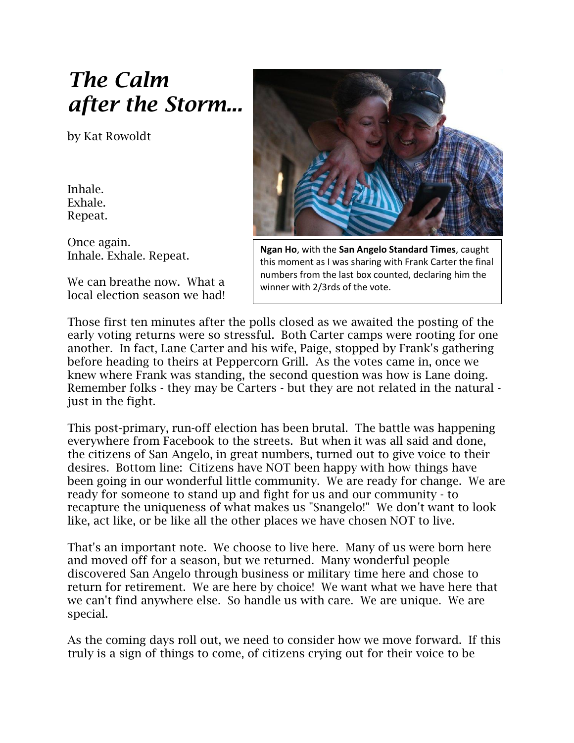# *The Calm after the Storm...*

by Kat Rowoldt

Inhale.
Exhale.
Repeat.

Once again.
Inhale. Exhale. Repeat.

We can breathe now. What a local election season we had!

**Ngan Ho**, with the **San Angelo Standard Times**, caught this moment as I was sharing with Frank Carter the final numbers from the last box counted, declaring him the winner with 2/3rds of the vote.

Those first ten minutes after the polls closed as we awaited the posting of the early voting returns were so stressful. Both Carter camps were rooting for one another. In fact, Lane Carter and his wife, Paige, stopped by Frank's gathering before heading to theirs at Peppercorn Grill. As the votes came in, once we knew where Frank was standing, the second question was how is Lane doing. Remember folks - they may be Carters - but they are not related in the natural - just in the fight.

This post-primary, run-off election has been brutal. The battle was happening everywhere from Facebook to the streets. But when it was all said and done, the citizens of San Angelo, in great numbers, turned out to give voice to their desires. Bottom line: Citizens have NOT been happy with how things have been going in our wonderful little community. We are ready for change. We are ready for someone to stand up and fight for us and our community - to recapture the uniqueness of what makes us "Snangelo!" We don't want to look like, act like, or be like all the other places we have chosen NOT to live.

That's an important note. We choose to live here. Many of us were born here and moved off for a season, but we returned. Many wonderful people discovered San Angelo through business or military time here and chose to return for retirement. We are here by choice! We want what we have here that we can't find anywhere else. So handle us with care. We are unique. We are special.

As the coming days roll out, we need to consider how we move forward. If this truly is a sign of things to come, of citizens crying out for their voice to be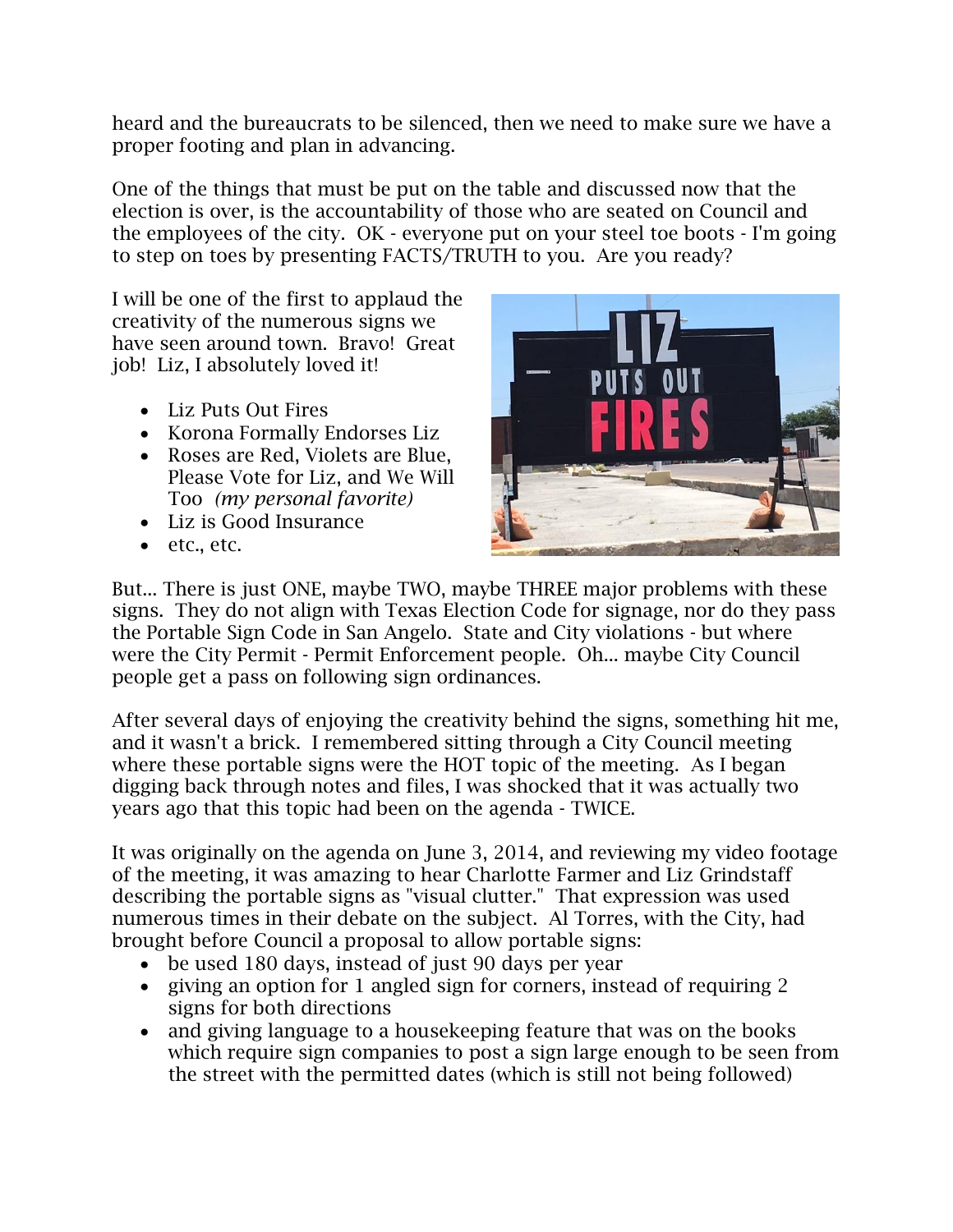heard and the bureaucrats to be silenced, then we need to make sure we have a proper footing and plan in advancing.

One of the things that must be put on the table and discussed now that the election is over, is the accountability of those who are seated on Council and the employees of the city. OK - everyone put on your steel toe boots - I'm going to step on toes by presenting FACTS/TRUTH to you. Are you ready?

I will be one of the first to applaud the creativity of the numerous signs we have seen around town. Bravo! Great job! Liz, I absolutely loved it!

- Liz Puts Out Fires
- Korona Formally Endorses Liz
- Roses are Red, Violets are Blue, Please Vote for Liz, and We Will Too *(my personal favorite)*
- Liz is Good Insurance
- etc., etc.

But... There is just ONE, maybe TWO, maybe THREE major problems with these signs. They do not align with Texas Election Code for signage, nor do they pass the Portable Sign Code in San Angelo. State and City violations - but where were the City Permit - Permit Enforcement people. Oh... maybe City Council people get a pass on following sign ordinances.

After several days of enjoying the creativity behind the signs, something hit me, and it wasn't a brick. I remembered sitting through a City Council meeting where these portable signs were the HOT topic of the meeting. As I began digging back through notes and files, I was shocked that it was actually two years ago that this topic had been on the agenda - TWICE.

It was originally on the agenda on June 3, 2014, and reviewing my video footage of the meeting, it was amazing to hear Charlotte Farmer and Liz Grindstaff describing the portable signs as "visual clutter." That expression was used numerous times in their debate on the subject. Al Torres, with the City, had brought before Council a proposal to allow portable signs:

- be used 180 days, instead of just 90 days per year
- giving an option for 1 angled sign for corners, instead of requiring 2 signs for both directions
- and giving language to a housekeeping feature that was on the books which require sign companies to post a sign large enough to be seen from the street with the permitted dates (which is still not being followed)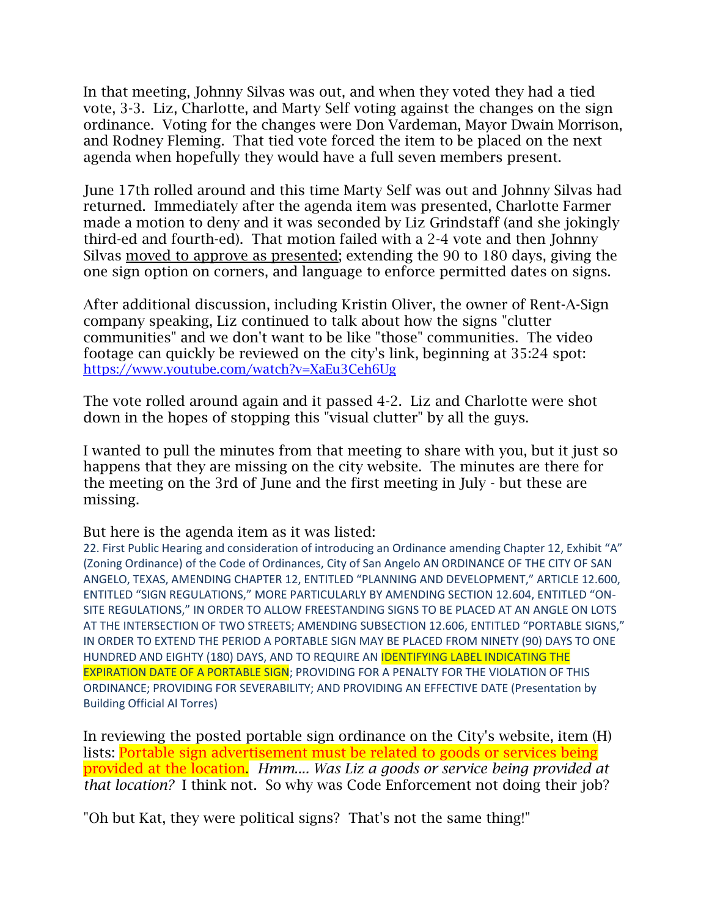In that meeting, Johnny Silvas was out, and when they voted they had a tied vote, 3-3. Liz, Charlotte, and Marty Self voting against the changes on the sign ordinance. Voting for the changes were Don Vardeman, Mayor Dwain Morrison, and Rodney Fleming. That tied vote forced the item to be placed on the next agenda when hopefully they would have a full seven members present.

June 17th rolled around and this time Marty Self was out and Johnny Silvas had returned. Immediately after the agenda item was presented, Charlotte Farmer made a motion to deny and it was seconded by Liz Grindstaff (and she jokingly third-ed and fourth-ed). That motion failed with a 2-4 vote and then Johnny Silvas moved to approve as presented; extending the 90 to 180 days, giving the one sign option on corners, and language to enforce permitted dates on signs.

After additional discussion, including Kristin Oliver, the owner of Rent-A-Sign company speaking, Liz continued to talk about how the signs "clutter communities" and we don't want to be like "those" communities. The video footage can quickly be reviewed on the city's link, beginning at 35:24 spot: https://www.youtube.com/watch?v=XaEu3Ceh6Ug

The vote rolled around again and it passed 4-2. Liz and Charlotte were shot down in the hopes of stopping this "visual clutter" by all the guys.

I wanted to pull the minutes from that meeting to share with you, but it just so happens that they are missing on the city website. The minutes are there for the meeting on the 3rd of June and the first meeting in July - but these are missing.

But here is the agenda item as it was listed:

22. First Public Hearing and consideration of introducing an Ordinance amending Chapter 12, Exhibit "A" (Zoning Ordinance) of the Code of Ordinances, City of San Angelo AN ORDINANCE OF THE CITY OF SAN ANGELO, TEXAS, AMENDING CHAPTER 12, ENTITLED "PLANNING AND DEVELOPMENT," ARTICLE 12.600, ENTITLED "SIGN REGULATIONS," MORE PARTICULARLY BY AMENDING SECTION 12.604, ENTITLED "ON-SITE REGULATIONS," IN ORDER TO ALLOW FREESTANDING SIGNS TO BE PLACED AT AN ANGLE ON LOTS AT THE INTERSECTION OF TWO STREETS; AMENDING SUBSECTION 12.606, ENTITLED "PORTABLE SIGNS," IN ORDER TO EXTEND THE PERIOD A PORTABLE SIGN MAY BE PLACED FROM NINETY (90) DAYS TO ONE HUNDRED AND EIGHTY (180) DAYS, AND TO REQUIRE AN IDENTIFYING LABEL INDICATING THE EXPIRATION DATE OF A PORTABLE SIGN; PROVIDING FOR A PENALTY FOR THE VIOLATION OF THIS ORDINANCE; PROVIDING FOR SEVERABILITY; AND PROVIDING AN EFFECTIVE DATE (Presentation by Building Official Al Torres)

In reviewing the posted portable sign ordinance on the City's website, item (H) lists: Portable sign advertisement must be related to goods or services being provided at the location. *Hmm.... Was Liz a goods or service being provided at that location?* I think not. So why was Code Enforcement not doing their job?

"Oh but Kat, they were political signs? That's not the same thing!"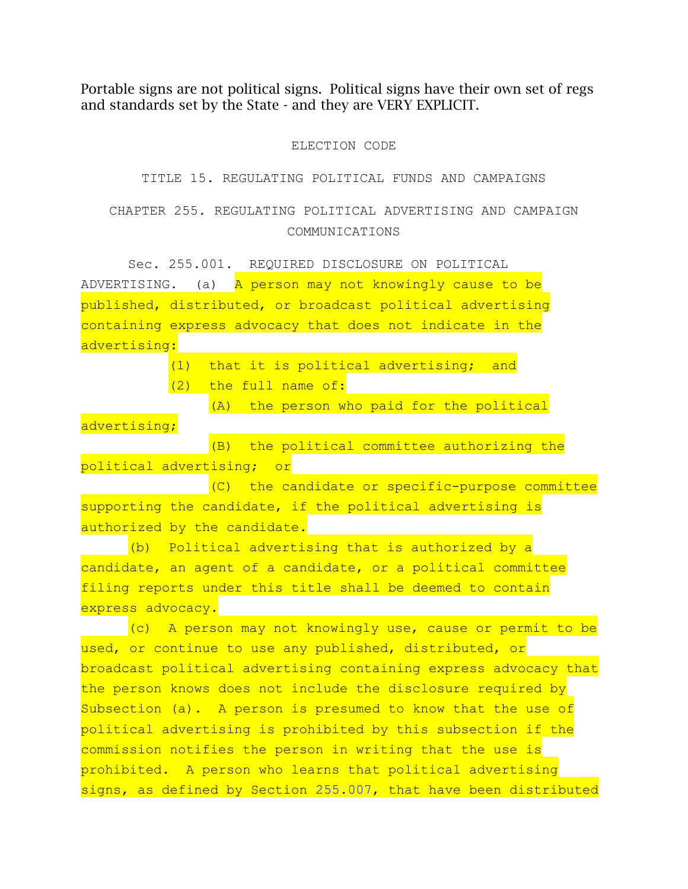Portable signs are not political signs. Political signs have their own set of regs and standards set by the State - and they are VERY EXPLICIT.

ELECTION CODE

TITLE 15. REGULATING POLITICAL FUNDS AND CAMPAIGNS

CHAPTER 255. REGULATING POLITICAL ADVERTISING AND CAMPAIGN COMMUNICATIONS

Sec. 255.001. REQUIRED DISCLOSURE ON POLITICAL ADVERTISING. (a) A person may not knowingly cause to be published, distributed, or broadcast political advertising containing express advocacy that does not indicate in the advertising:

(1) that it is political advertising; and

(2) the full name of:

(A) the person who paid for the political advertising;

(B) the political committee authorizing the political advertising; or

(C) the candidate or specific-purpose committee supporting the candidate, if the political advertising is authorized by the candidate.

(b) Political advertising that is authorized by a candidate, an agent of a candidate, or a political committee filing reports under this title shall be deemed to contain express advocacy.

(c) A person may not knowingly use, cause or permit to be used, or continue to use any published, distributed, or broadcast political advertising containing express advocacy that the person knows does not include the disclosure required by Subsection (a). A person is presumed to know that the use of political advertising is prohibited by this subsection if the commission notifies the person in writing that the use is prohibited. A person who learns that political advertising signs, as defined by Section 255.007, that have been distributed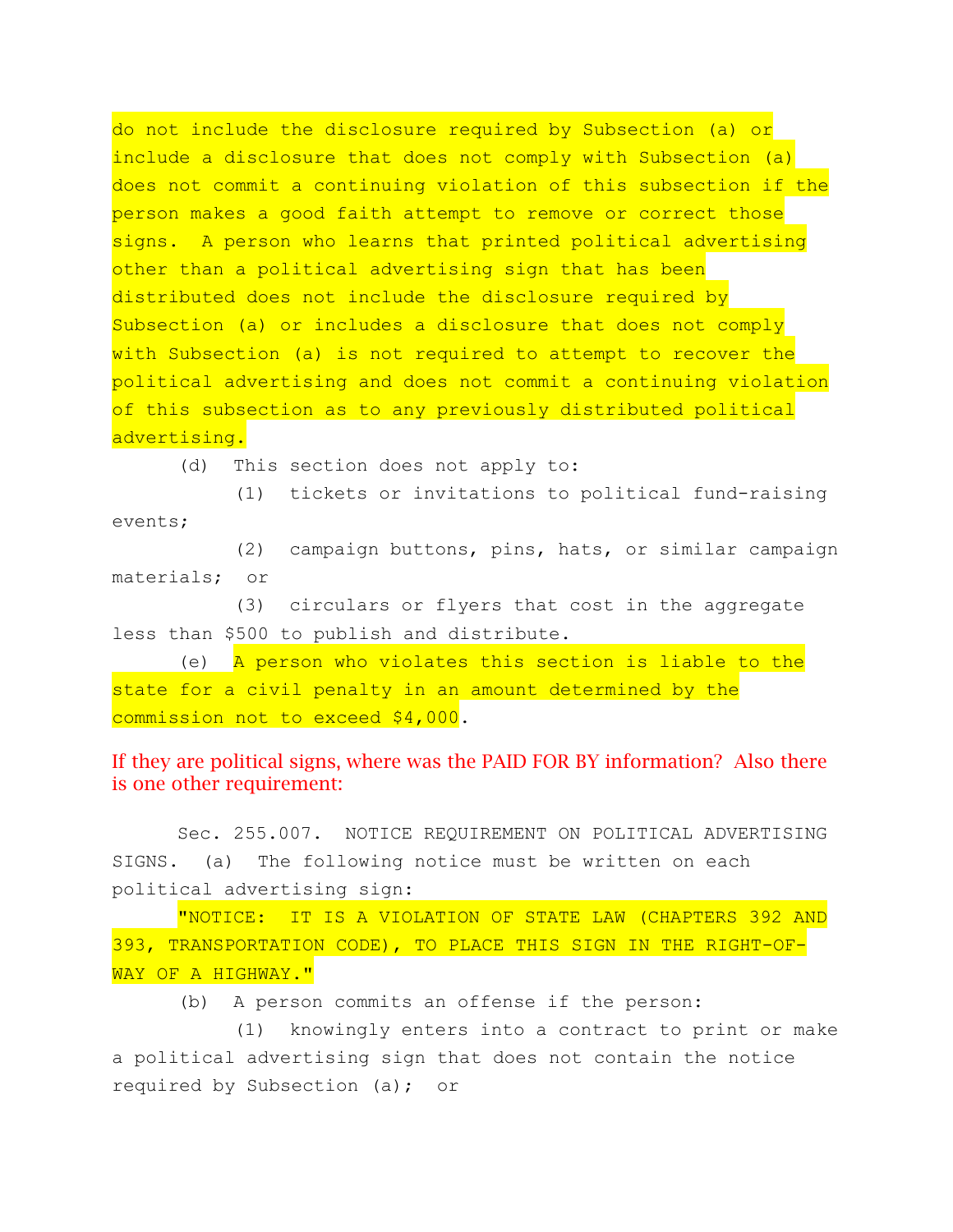do not include the disclosure required by Subsection (a) or include a disclosure that does not comply with Subsection (a) does not commit a continuing violation of this subsection if the person makes a good faith attempt to remove or correct those signs. A person who learns that printed political advertising other than a political advertising sign that has been distributed does not include the disclosure required by Subsection (a) or includes a disclosure that does not comply with Subsection (a) is not required to attempt to recover the political advertising and does not commit a continuing violation of this subsection as to any previously distributed political advertising.

(d) This section does not apply to:

(1) tickets or invitations to political fund-raising events;

(2) campaign buttons, pins, hats, or similar campaign materials; or

(3) circulars or flyers that cost in the aggregate less than $500 to publish and distribute.

(e) A person who violates this section is liable to the state for a civil penalty in an amount determined by the commission not to exceed $4,000.

If they are political signs, where was the PAID FOR BY information? Also there is one other requirement:

Sec. 255.007. NOTICE REQUIREMENT ON POLITICAL ADVERTISING SIGNS. (a) The following notice must be written on each political advertising sign:

"NOTICE: IT IS A VIOLATION OF STATE LAW (CHAPTERS 392 AND 393, TRANSPORTATION CODE), TO PLACE THIS SIGN IN THE RIGHT-OF-WAY OF A HIGHWAY."

(b) A person commits an offense if the person:

(1) knowingly enters into a contract to print or make a political advertising sign that does not contain the notice required by Subsection (a); or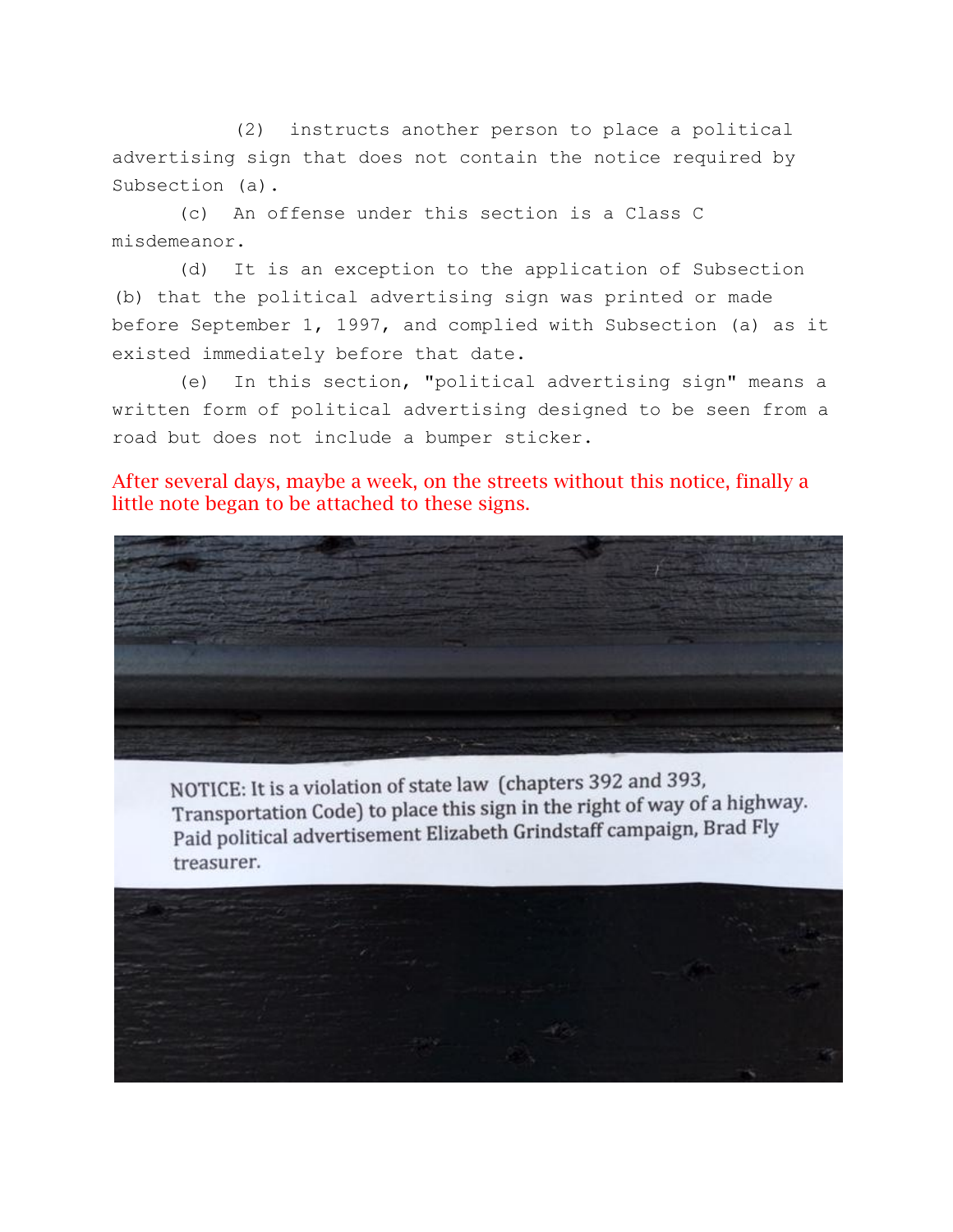(2) instructs another person to place a political advertising sign that does not contain the notice required by Subsection (a).

(c) An offense under this section is a Class C misdemeanor.

(d) It is an exception to the application of Subsection (b) that the political advertising sign was printed or made before September 1, 1997, and complied with Subsection (a) as it existed immediately before that date.

(e) In this section, "political advertising sign" means a written form of political advertising designed to be seen from a road but does not include a bumper sticker.

After several days, maybe a week, on the streets without this notice, finally a little note began to be attached to these signs.

NOTICE: It is a violation of state law (chapters 392 and 393, Transportation Code) to place this sign in the right of way of a highway. Paid political advertisement Elizabeth Grindstaff campaign, Brad Fly treasurer.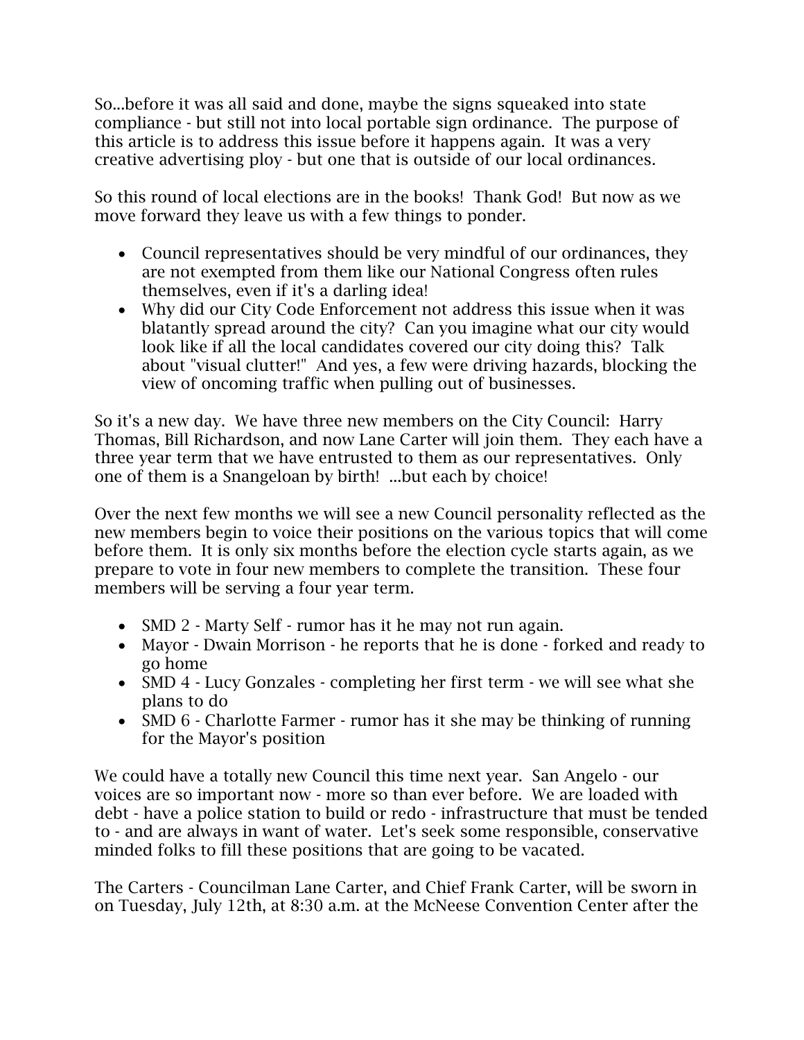So...before it was all said and done, maybe the signs squeaked into state compliance - but still not into local portable sign ordinance. The purpose of this article is to address this issue before it happens again. It was a very creative advertising ploy - but one that is outside of our local ordinances.

So this round of local elections are in the books! Thank God! But now as we move forward they leave us with a few things to ponder.

- Council representatives should be very mindful of our ordinances, they are not exempted from them like our National Congress often rules themselves, even if it's a darling idea!
- Why did our City Code Enforcement not address this issue when it was blatantly spread around the city? Can you imagine what our city would look like if all the local candidates covered our city doing this? Talk about "visual clutter!" And yes, a few were driving hazards, blocking the view of oncoming traffic when pulling out of businesses.

So it's a new day. We have three new members on the City Council: Harry Thomas, Bill Richardson, and now Lane Carter will join them. They each have a three year term that we have entrusted to them as our representatives. Only one of them is a Snangeloan by birth! ...but each by choice!

Over the next few months we will see a new Council personality reflected as the new members begin to voice their positions on the various topics that will come before them. It is only six months before the election cycle starts again, as we prepare to vote in four new members to complete the transition. These four members will be serving a four year term.

- SMD 2 - Marty Self - rumor has it he may not run again.
- Mayor - Dwain Morrison - he reports that he is done - forked and ready to go home
- SMD 4 - Lucy Gonzales - completing her first term - we will see what she plans to do
- SMD 6 - Charlotte Farmer - rumor has it she may be thinking of running for the Mayor's position

We could have a totally new Council this time next year. San Angelo - our voices are so important now - more so than ever before. We are loaded with debt - have a police station to build or redo - infrastructure that must be tended to - and are always in want of water. Let's seek some responsible, conservative minded folks to fill these positions that are going to be vacated.

The Carters - Councilman Lane Carter, and Chief Frank Carter, will be sworn in on Tuesday, July 12th, at 8:30 a.m. at the McNeese Convention Center after the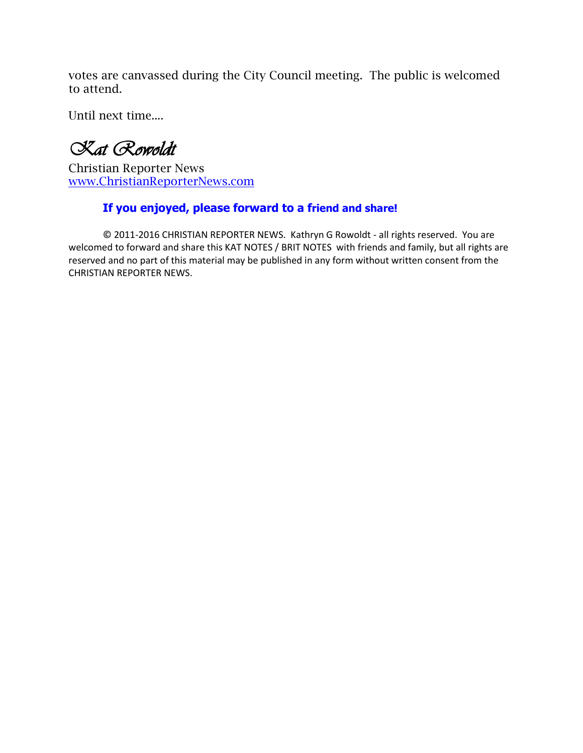votes are canvassed during the City Council meeting.  The public is welcomed to attend.

Until next time....

*Kat Rowoldt*

Christian Reporter News
www.ChristianReporterNews.com

**If you enjoyed, please forward to a friend and share!**

© 2011-2016 CHRISTIAN REPORTER NEWS.  Kathryn G Rowoldt - all rights reserved.  You are welcomed to forward and share this KAT NOTES / BRIT NOTES with friends and family, but all rights are reserved and no part of this material may be published in any form without written consent from the CHRISTIAN REPORTER NEWS.